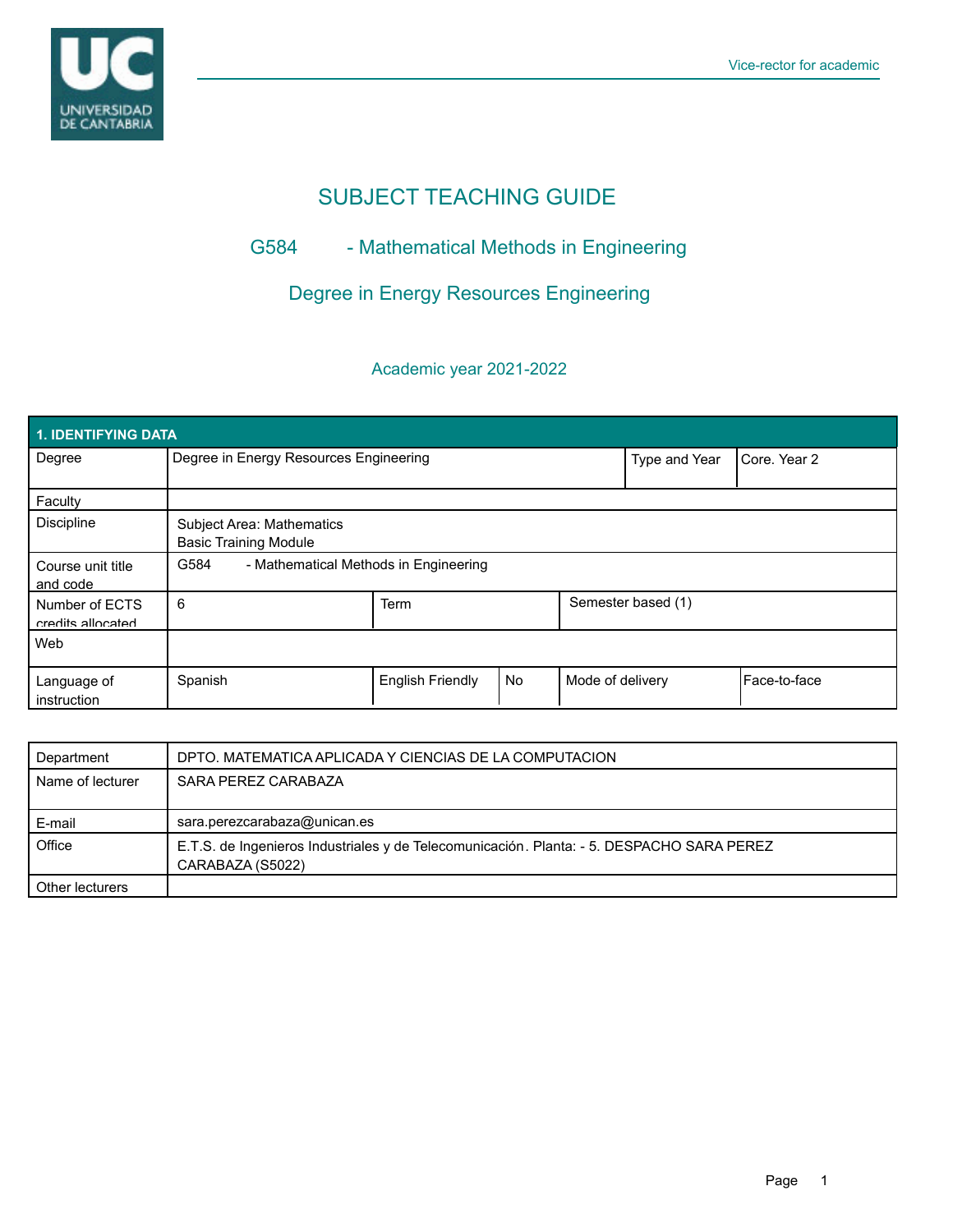# SUBJECT TEACHING GUIDE

## G584 - Mathematical Methods in Engineering

## Degree in Energy Resources Engineering

### Academic year 2021-2022

| 1. IDENTIFYING DATA | | | | | |
|---|---|---|---|---|---|
| Degree | Degree in Energy Resources Engineering | | | Type and Year | Core. Year 2 |
| Faculty | | | | | |
| Discipline | Subject Area: Mathematics<br>Basic Training Module | | | | |
| Course unit title and code | G584 - Mathematical Methods in Engineering | | | | |
| Number of ECTS credits allocated | 6 | Term | | Semester based (1) | |
| Web | | | | | |
| Language of instruction | Spanish | English Friendly | No | Mode of delivery | Face-to-face |

| | |
|---|---|
| Department | DPTO. MATEMATICA APLICADA Y CIENCIAS DE LA COMPUTACION |
| Name of lecturer | SARA PEREZ CARABAZA |
| E-mail | sara.perezcarabaza@unican.es |
| Office | E.T.S. de Ingenieros Industriales y de Telecomunicación. Planta: - 5. DESPACHO SARA PEREZ CARABAZA (S5022) |
| Other lecturers | |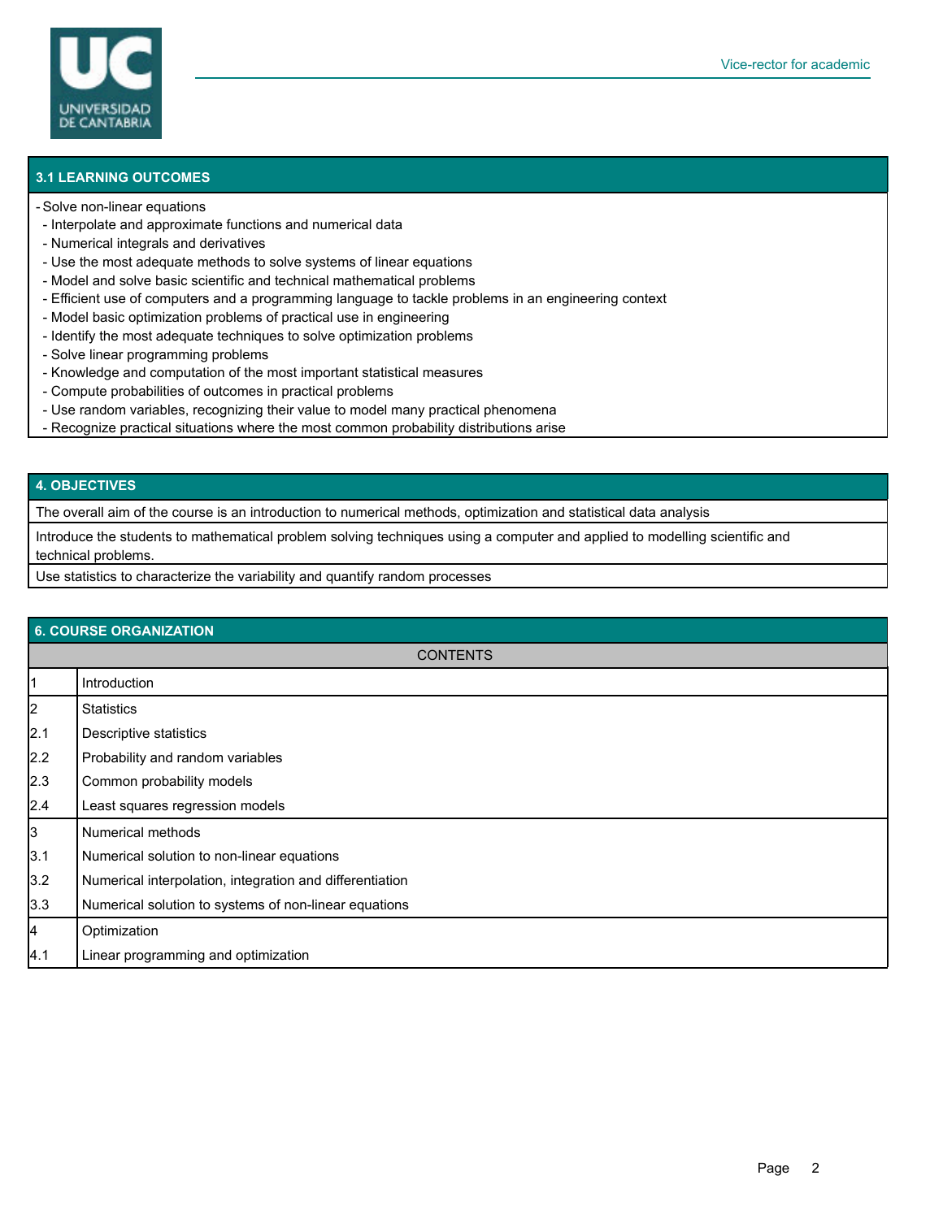## 3.1 LEARNING OUTCOMES

- Solve non-linear equations
- Interpolate and approximate functions and numerical data
- Numerical integrals and derivatives
- Use the most adequate methods to solve systems of linear equations
- Model and solve basic scientific and technical mathematical problems
- Efficient use of computers and a programming language to tackle problems in an engineering context
- Model basic optimization problems of practical use in engineering
- Identify the most adequate techniques to solve optimization problems
- Solve linear programming problems
- Knowledge and computation of the most important statistical measures
- Compute probabilities of outcomes in practical problems
- Use random variables, recognizing their value to model many practical phenomena
- Recognize practical situations where the most common probability distributions arise

## 4. OBJECTIVES

The overall aim of the course is an introduction to numerical methods, optimization and statistical data analysis

Introduce the students to mathematical problem solving techniques using a computer and applied to modelling scientific and technical problems.

Use statistics to characterize the variability and quantify random processes

## 6. COURSE ORGANIZATION

| | CONTENTS |
|---|---|
| 1 | Introduction |
| 2 | Statistics |
| 2.1 | Descriptive statistics |
| 2.2 | Probability and random variables |
| 2.3 | Common probability models |
| 2.4 | Least squares regression models |
| 3 | Numerical methods |
| 3.1 | Numerical solution to non-linear equations |
| 3.2 | Numerical interpolation, integration and differentiation |
| 3.3 | Numerical solution to systems of non-linear equations |
| 4 | Optimization |
| 4.1 | Linear programming and optimization |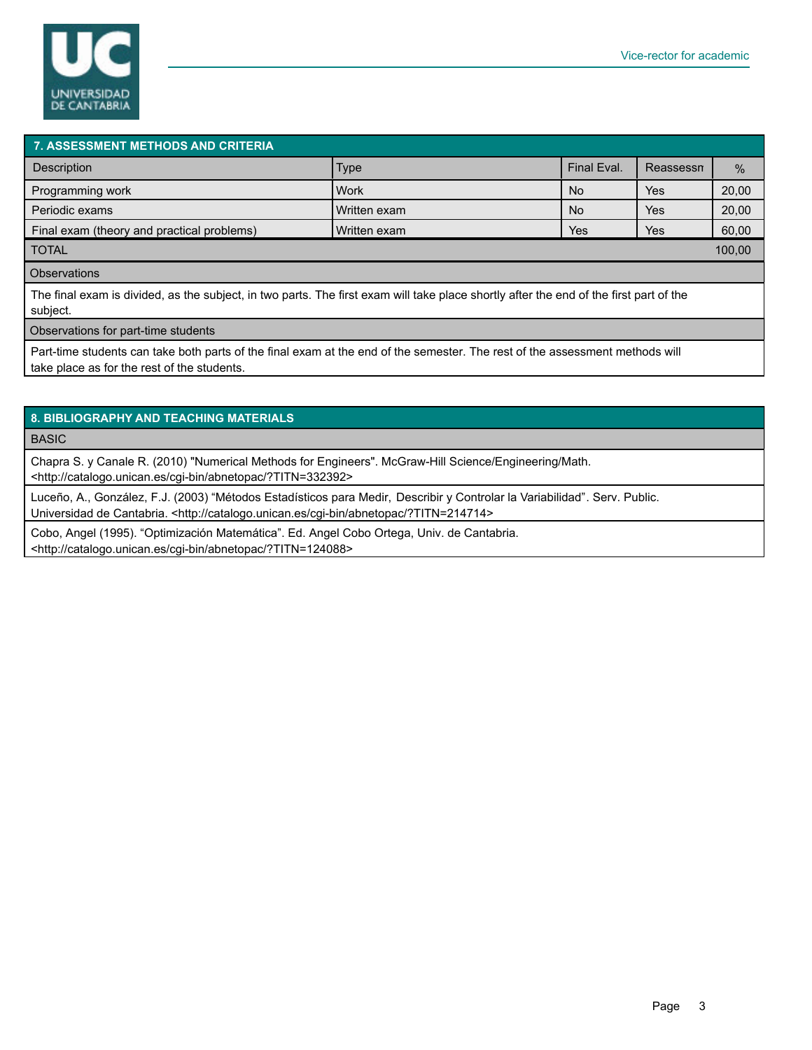## 7. ASSESSMENT METHODS AND CRITERIA

| Description | Type | Final Eval. | Reassessn | % |
|---|---|---|---|---|
| Programming work | Work | No | Yes | 20,00 |
| Periodic exams | Written exam | No | Yes | 20,00 |
| Final exam (theory and practical problems) | Written exam | Yes | Yes | 60,00 |
| TOTAL | | | | 100,00 |

**Observations**

The final exam is divided, as the subject, in two parts. The first exam will take place shortly after the end of the first part of the subject.

**Observations for part-time students**

Part-time students can take both parts of the final exam at the end of the semester. The rest of the assessment methods will take place as for the rest of the students.

## 8. BIBLIOGRAPHY AND TEACHING MATERIALS

**BASIC**

Chapra S. y Canale R. (2010) "Numerical Methods for Engineers". McGraw-Hill Science/Engineering/Math. <http://catalogo.unican.es/cgi-bin/abnetopac/?TITN=332392>

Luceño, A., González, F.J. (2003) “Métodos Estadísticos para Medir, Describir y Controlar la Variabilidad”. Serv. Public. Universidad de Cantabria. <http://catalogo.unican.es/cgi-bin/abnetopac/?TITN=214714>

Cobo, Angel (1995). “Optimización Matemática”. Ed. Angel Cobo Ortega, Univ. de Cantabria. <http://catalogo.unican.es/cgi-bin/abnetopac/?TITN=124088>